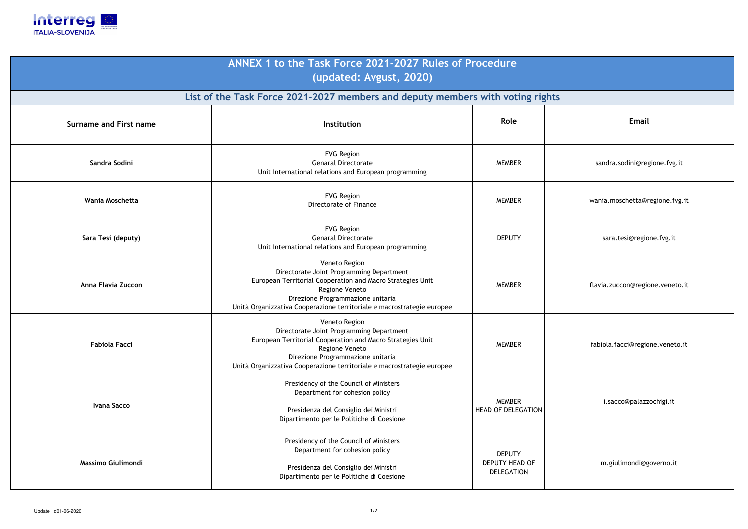# ANNEX 1 to the Task Force 2021-2027 Rules of Procedure
## (updated: Avgust, 2020)

## List of the Task Force 2021-2027 members and deputy members with voting rights

| Surname and First name | Institution | Role | Email |
|---|---|---|---|
| **Sandra Sodini** | FVG Region<br>Genaral Directorate<br>Unit International relations and European programming | MEMBER | sandra.sodini@regione.fvg.it |
| **Wania Moschetta** | FVG Region<br>Directorate of Finance | MEMBER | wania.moschetta@regione.fvg.it |
| **Sara Tesi (deputy)** | FVG Region<br>Genaral Directorate<br>Unit International relations and European programming | DEPUTY | sara.tesi@regione.fvg.it |
| **Anna Flavia Zuccon** | Veneto Region<br>Directorate Joint Programming Department<br>European Territorial Cooperation and Macro Strategies Unit<br>Regione Veneto<br>Direzione Programmazione unitaria<br>Unità Organizzativa Cooperazione territoriale e macrostrategie europee | MEMBER | flavia.zuccon@regione.veneto.it |
| **Fabiola Facci** | Veneto Region<br>Directorate Joint Programming Department<br>European Territorial Cooperation and Macro Strategies Unit<br>Regione Veneto<br>Direzione Programmazione unitaria<br>Unità Organizzativa Cooperazione territoriale e macrostrategie europee | MEMBER | fabiola.facci@regione.veneto.it |
| **Ivana Sacco** | Presidency of the Council of Ministers<br>Department for cohesion policy<br><br>Presidenza del Consiglio dei Ministri<br>Dipartimento per le Politiche di Coesione | MEMBER<br>HEAD OF DELEGATION | i.sacco@palazzochigi.it |
| **Massimo Giulimondi** | Presidency of the Council of Ministers<br>Department for cohesion policy<br><br>Presidenza del Consiglio dei Ministri<br>Dipartimento per le Politiche di Coesione | DEPUTY<br>DEPUTY HEAD OF DELEGATION | m.giulimondi@governo.it |

Update d01-06-2020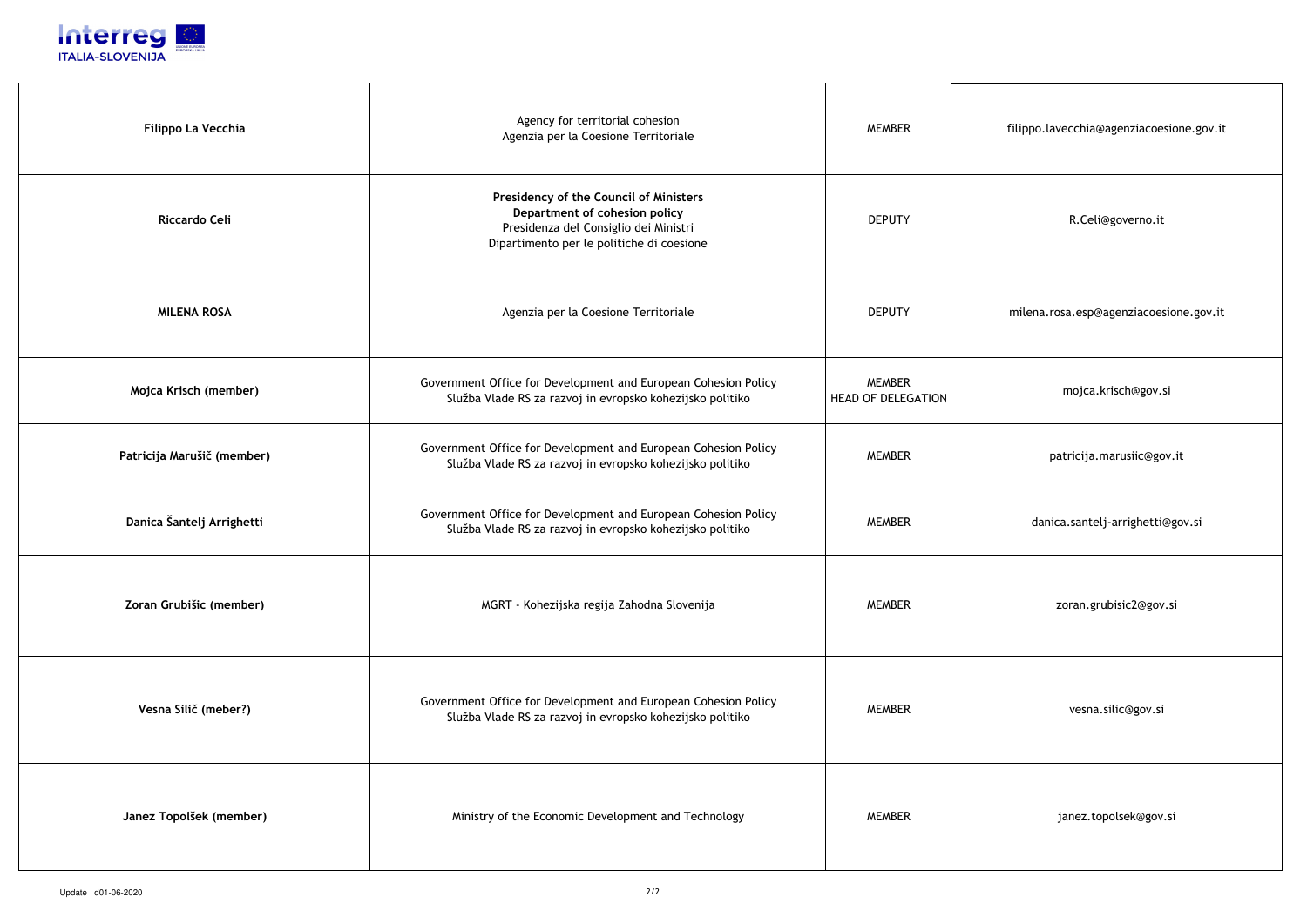| | | | |
|---|---|---|---|
| **Filippo La Vecchia** | Agency for territorial cohesion<br>Agenzia per la Coesione Territoriale | MEMBER | filippo.lavecchia@agenziacoesione.gov.it |
| **Riccardo Celi** | **Presidency of the Council of Ministers**<br>**Department of cohesion policy**<br>Presidenza del Consiglio dei Ministri<br>Dipartimento per le politiche di coesione | DEPUTY | R.Celi@governo.it |
| **MILENA ROSA** | Agenzia per la Coesione Territoriale | DEPUTY | milena.rosa.esp@agenziacoesione.gov.it |
| **Mojca Krisch (member)** | Government Office for Development and European Cohesion Policy<br>Služba Vlade RS za razvoj in evropsko kohezijsko politiko | MEMBER<br>HEAD OF DELEGATION | mojca.krisch@gov.si |
| **Patricija Marušič (member)** | Government Office for Development and European Cohesion Policy<br>Služba Vlade RS za razvoj in evropsko kohezijsko politiko | MEMBER | patricija.marusiic@gov.it |
| **Danica Šantelj Arrighetti** | Government Office for Development and European Cohesion Policy<br>Služba Vlade RS za razvoj in evropsko kohezijsko politiko | MEMBER | danica.santelj-arrighetti@gov.si |
| **Zoran Grubišic (member)** | MGRT - Kohezijska regija Zahodna Slovenija | MEMBER | zoran.grubisic2@gov.si |
| **Vesna Silič (meber?)** | Government Office for Development and European Cohesion Policy<br>Služba Vlade RS za razvoj in evropsko kohezijsko politiko | MEMBER | vesna.silic@gov.si |
| **Janez Topolšek (member)** | Ministry of the Economic Development and Technology | MEMBER | janez.topolsek@gov.si |

Update d01-06-2020